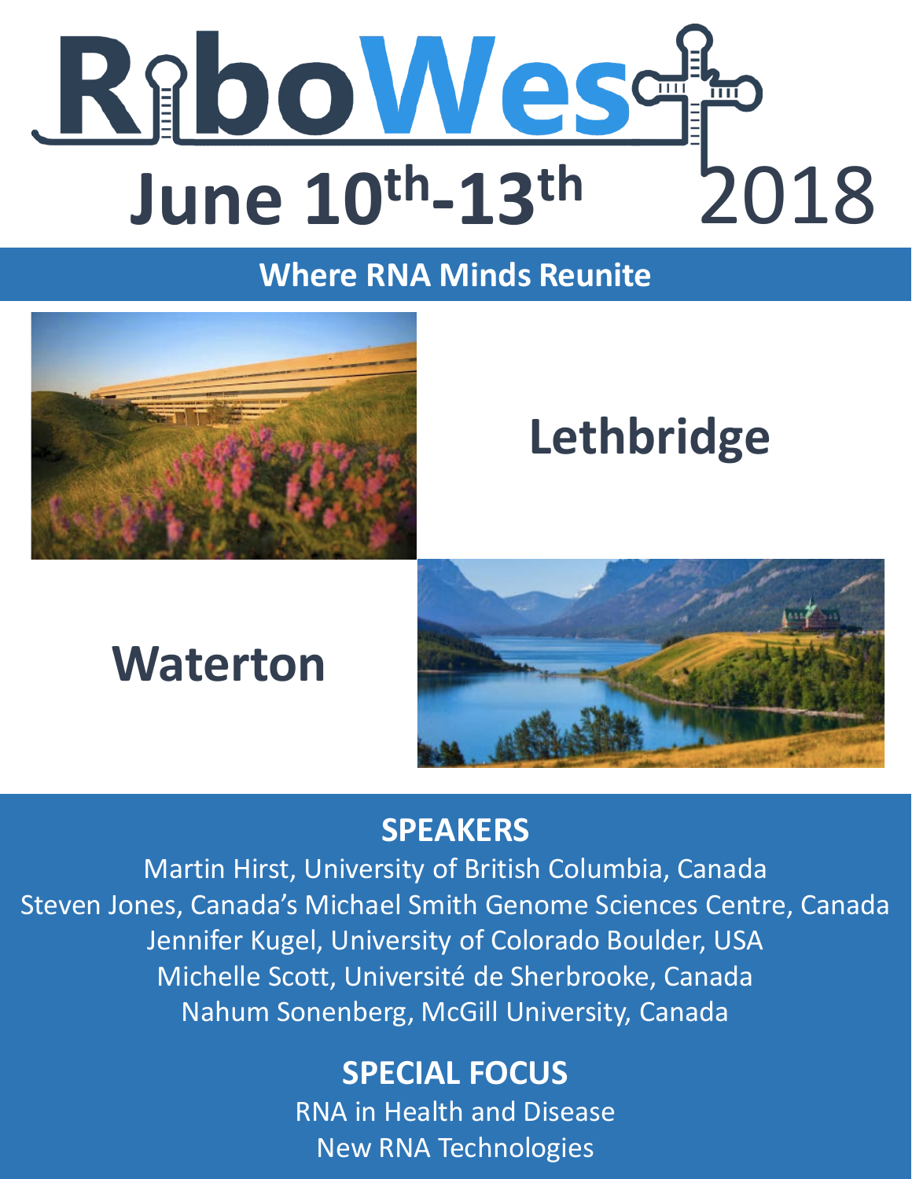# RiboWest

## June 10$^{th}$-13$^{th}$ 2018

**Where RNA Minds Reunite**

## Lethbridge

## Waterton

## SPEAKERS

Martin Hirst, University of British Columbia, Canada
Steven Jones, Canada's Michael Smith Genome Sciences Centre, Canada
Jennifer Kugel, University of Colorado Boulder, USA
Michelle Scott, Université de Sherbrooke, Canada
Nahum Sonenberg, McGill University, Canada

## SPECIAL FOCUS

RNA in Health and Disease
New RNA Technologies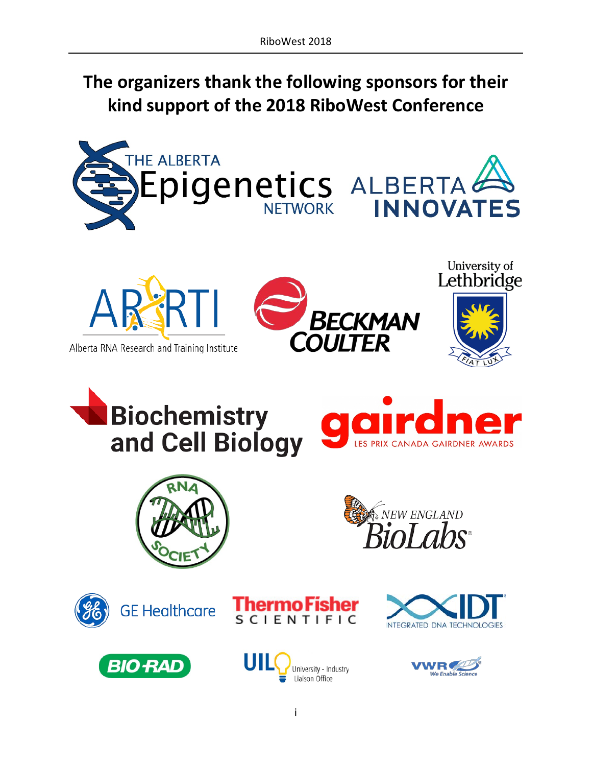# The organizers thank the following sponsors for their kind support of the 2018 RiboWest Conference

THE ALBERTA Epigenetics NETWORK

ALBERTA INNOVATES

ARRTI
Alberta RNA Research and Training Institute

BECKMAN COULTER

University of Lethbridge
FIAT LUX

Biochemistry and Cell Biology

gairdner
LES PRIX CANADA GAIRDNER AWARDS

RNA SOCIETY

NEW ENGLAND BioLabs

GE Healthcare

ThermoFisher SCIENTIFIC

IDT
INTEGRATED DNA TECHNOLOGIES

BIO-RAD

UILO University - Industry Liaison Office

VWR We Enable Science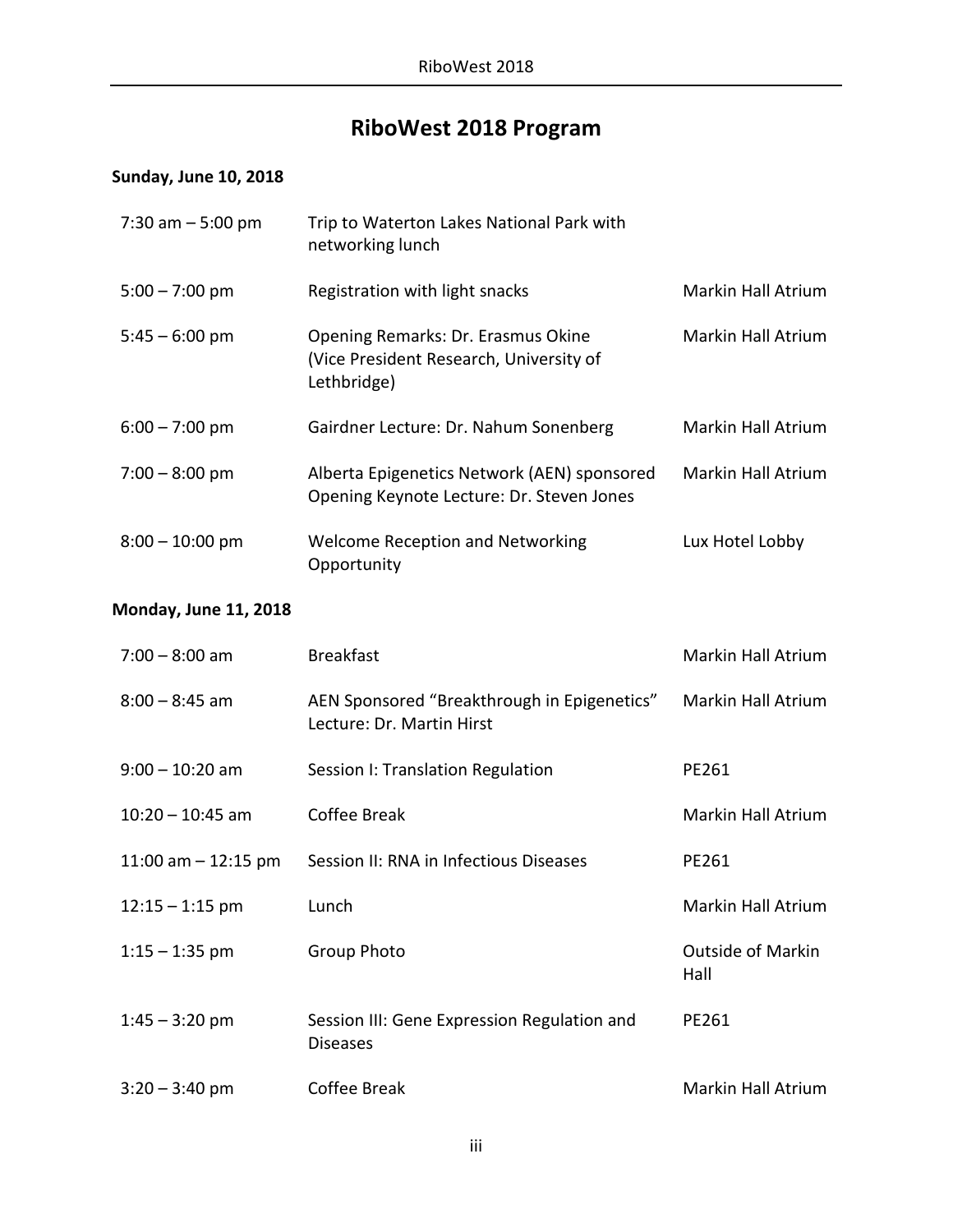# RiboWest 2018 Program

**Sunday, June 10, 2018**

| | | |
|---|---|---|
| 7:30 am – 5:00 pm | Trip to Waterton Lakes National Park with networking lunch | |
| 5:00 – 7:00 pm | Registration with light snacks | Markin Hall Atrium |
| 5:45 – 6:00 pm | Opening Remarks: Dr. Erasmus Okine (Vice President Research, University of Lethbridge) | Markin Hall Atrium |
| 6:00 – 7:00 pm | Gairdner Lecture: Dr. Nahum Sonenberg | Markin Hall Atrium |
| 7:00 – 8:00 pm | Alberta Epigenetics Network (AEN) sponsored Opening Keynote Lecture: Dr. Steven Jones | Markin Hall Atrium |
| 8:00 – 10:00 pm | Welcome Reception and Networking Opportunity | Lux Hotel Lobby |

**Monday, June 11, 2018**

| | | |
|---|---|---|
| 7:00 – 8:00 am | Breakfast | Markin Hall Atrium |
| 8:00 – 8:45 am | AEN Sponsored "Breakthrough in Epigenetics" Lecture: Dr. Martin Hirst | Markin Hall Atrium |
| 9:00 – 10:20 am | Session I: Translation Regulation | PE261 |
| 10:20 – 10:45 am | Coffee Break | Markin Hall Atrium |
| 11:00 am – 12:15 pm | Session II: RNA in Infectious Diseases | PE261 |
| 12:15 – 1:15 pm | Lunch | Markin Hall Atrium |
| 1:15 – 1:35 pm | Group Photo | Outside of Markin Hall |
| 1:45 – 3:20 pm | Session III: Gene Expression Regulation and Diseases | PE261 |
| 3:20 – 3:40 pm | Coffee Break | Markin Hall Atrium |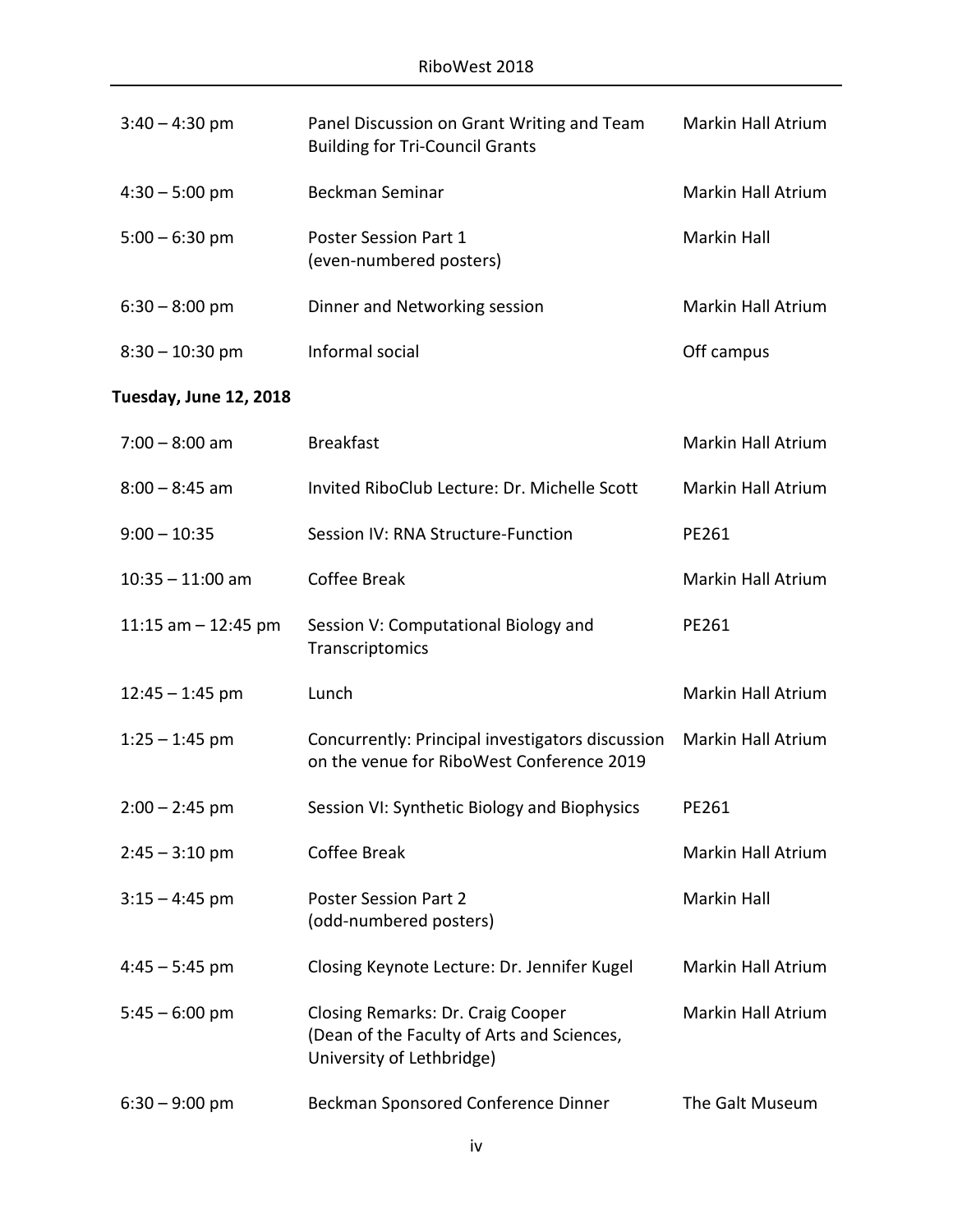| | | |
|---|---|---|
| 3:40 – 4:30 pm | Panel Discussion on Grant Writing and Team Building for Tri-Council Grants | Markin Hall Atrium |
| 4:30 – 5:00 pm | Beckman Seminar | Markin Hall Atrium |
| 5:00 – 6:30 pm | Poster Session Part 1 (even-numbered posters) | Markin Hall |
| 6:30 – 8:00 pm | Dinner and Networking session | Markin Hall Atrium |
| 8:30 – 10:30 pm | Informal social | Off campus |

**Tuesday, June 12, 2018**

| | | |
|---|---|---|
| 7:00 – 8:00 am | Breakfast | Markin Hall Atrium |
| 8:00 – 8:45 am | Invited RiboClub Lecture: Dr. Michelle Scott | Markin Hall Atrium |
| 9:00 – 10:35 | Session IV: RNA Structure-Function | PE261 |
| 10:35 – 11:00 am | Coffee Break | Markin Hall Atrium |
| 11:15 am – 12:45 pm | Session V: Computational Biology and Transcriptomics | PE261 |
| 12:45 – 1:45 pm | Lunch | Markin Hall Atrium |
| 1:25 – 1:45 pm | Concurrently: Principal investigators discussion on the venue for RiboWest Conference 2019 | Markin Hall Atrium |
| 2:00 – 2:45 pm | Session VI: Synthetic Biology and Biophysics | PE261 |
| 2:45 – 3:10 pm | Coffee Break | Markin Hall Atrium |
| 3:15 – 4:45 pm | Poster Session Part 2 (odd-numbered posters) | Markin Hall |
| 4:45 – 5:45 pm | Closing Keynote Lecture: Dr. Jennifer Kugel | Markin Hall Atrium |
| 5:45 – 6:00 pm | Closing Remarks: Dr. Craig Cooper (Dean of the Faculty of Arts and Sciences, University of Lethbridge) | Markin Hall Atrium |
| 6:30 – 9:00 pm | Beckman Sponsored Conference Dinner | The Galt Museum |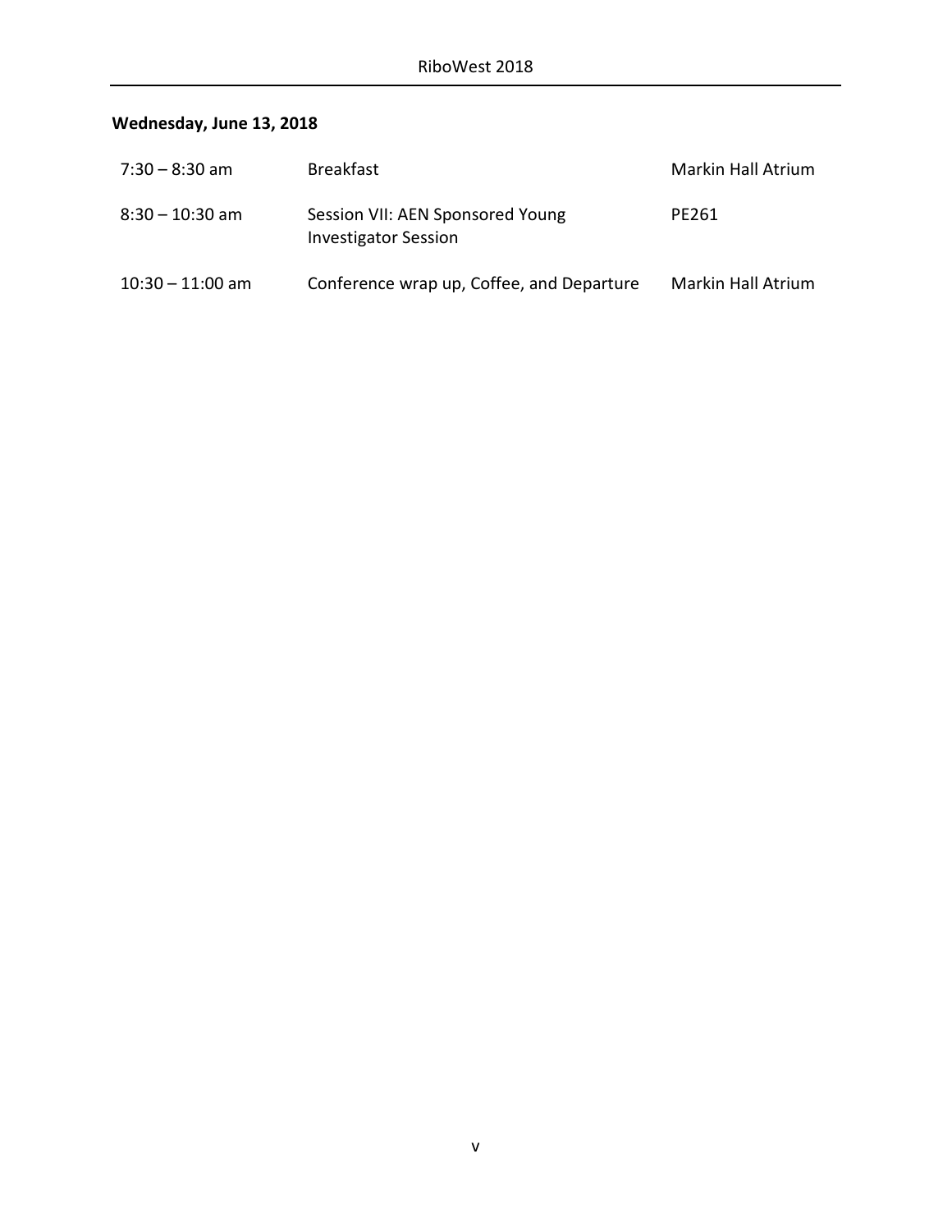**Wednesday, June 13, 2018**

| | | |
|---|---|---|
| 7:30 – 8:30 am | Breakfast | Markin Hall Atrium |
| 8:30 – 10:30 am | Session VII: AEN Sponsored Young Investigator Session | PE261 |
| 10:30 – 11:00 am | Conference wrap up, Coffee, and Departure | Markin Hall Atrium |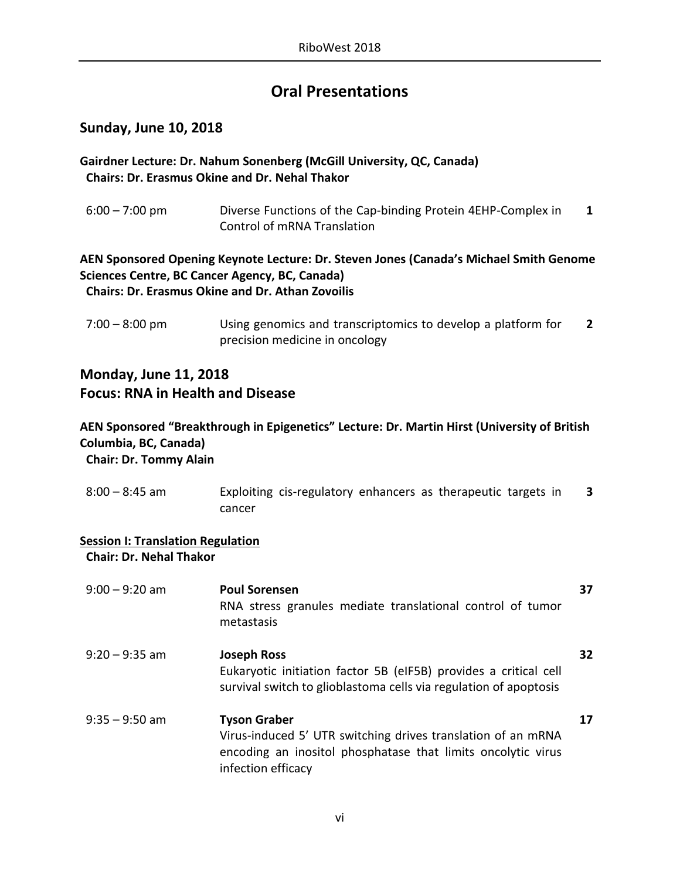# Oral Presentations

## Sunday, June 10, 2018

**Gairdner Lecture: Dr. Nahum Sonenberg (McGill University, QC, Canada)**
**Chairs: Dr. Erasmus Okine and Dr. Nehal Thakor**

| | | |
|---|---|---|
| 6:00 – 7:00 pm | Diverse Functions of the Cap-binding Protein 4EHP-Complex in Control of mRNA Translation | **1** |

**AEN Sponsored Opening Keynote Lecture: Dr. Steven Jones (Canada's Michael Smith Genome Sciences Centre, BC Cancer Agency, BC, Canada)**
**Chairs: Dr. Erasmus Okine and Dr. Athan Zovoilis**

| | | |
|---|---|---|
| 7:00 – 8:00 pm | Using genomics and transcriptomics to develop a platform for precision medicine in oncology | **2** |

## Monday, June 11, 2018
## Focus: RNA in Health and Disease

**AEN Sponsored "Breakthrough in Epigenetics" Lecture: Dr. Martin Hirst (University of British Columbia, BC, Canada)**
**Chair: Dr. Tommy Alain**

| | | |
|---|---|---|
| 8:00 – 8:45 am | Exploiting cis-regulatory enhancers as therapeutic targets in cancer | **3** |

**Session I: Translation Regulation**
**Chair: Dr. Nehal Thakor**

| | | |
|---|---|---|
| 9:00 – 9:20 am | **Poul Sorensen**<br>RNA stress granules mediate translational control of tumor metastasis | **37** |
| 9:20 – 9:35 am | **Joseph Ross**<br>Eukaryotic initiation factor 5B (eIF5B) provides a critical cell survival switch to glioblastoma cells via regulation of apoptosis | **32** |
| 9:35 – 9:50 am | **Tyson Graber**<br>Virus-induced 5' UTR switching drives translation of an mRNA encoding an inositol phosphatase that limits oncolytic virus infection efficacy | **17** |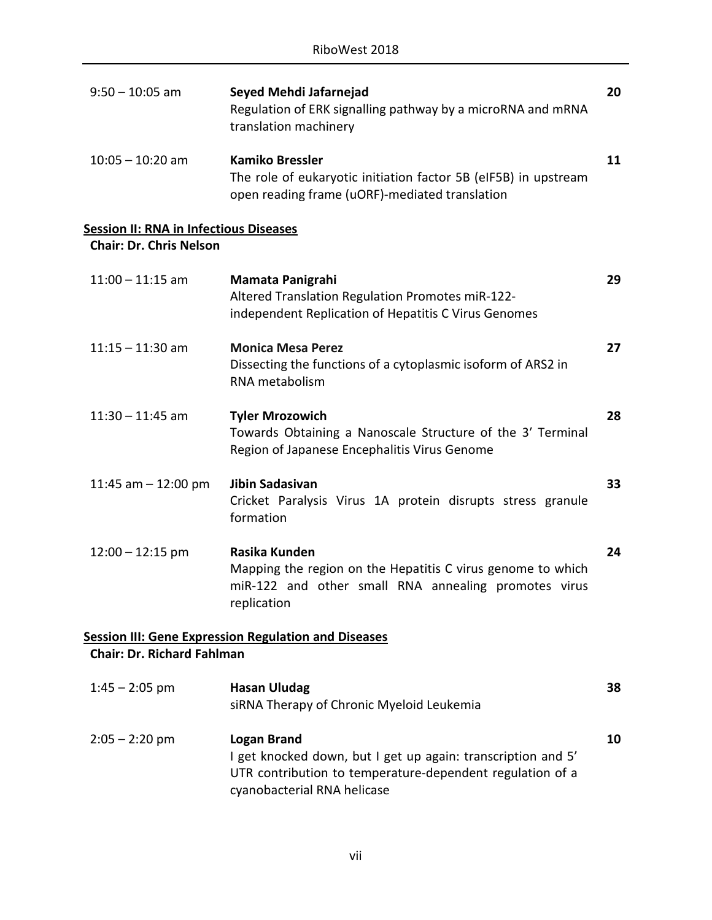| | | |
|---|---|---|
| 9:50 – 10:05 am | **Seyed Mehdi Jafarnejad**<br>Regulation of ERK signalling pathway by a microRNA and mRNA translation machinery | **20** |
| 10:05 – 10:20 am | **Kamiko Bressler**<br>The role of eukaryotic initiation factor 5B (eIF5B) in upstream open reading frame (uORF)-mediated translation | **11** |

**Session II: RNA in Infectious Diseases**
**Chair: Dr. Chris Nelson**

| | | |
|---|---|---|
| 11:00 – 11:15 am | **Mamata Panigrahi**<br>Altered Translation Regulation Promotes miR-122-independent Replication of Hepatitis C Virus Genomes | **29** |
| 11:15 – 11:30 am | **Monica Mesa Perez**<br>Dissecting the functions of a cytoplasmic isoform of ARS2 in RNA metabolism | **27** |
| 11:30 – 11:45 am | **Tyler Mrozowich**<br>Towards Obtaining a Nanoscale Structure of the 3' Terminal Region of Japanese Encephalitis Virus Genome | **28** |
| 11:45 am – 12:00 pm | **Jibin Sadasivan**<br>Cricket Paralysis Virus 1A protein disrupts stress granule formation | **33** |
| 12:00 – 12:15 pm | **Rasika Kunden**<br>Mapping the region on the Hepatitis C virus genome to which miR-122 and other small RNA annealing promotes virus replication | **24** |

**Session III: Gene Expression Regulation and Diseases**
**Chair: Dr. Richard Fahlman**

| | | |
|---|---|---|
| 1:45 – 2:05 pm | **Hasan Uludag**<br>siRNA Therapy of Chronic Myeloid Leukemia | **38** |
| 2:05 – 2:20 pm | **Logan Brand**<br>I get knocked down, but I get up again: transcription and 5' UTR contribution to temperature-dependent regulation of a cyanobacterial RNA helicase | **10** |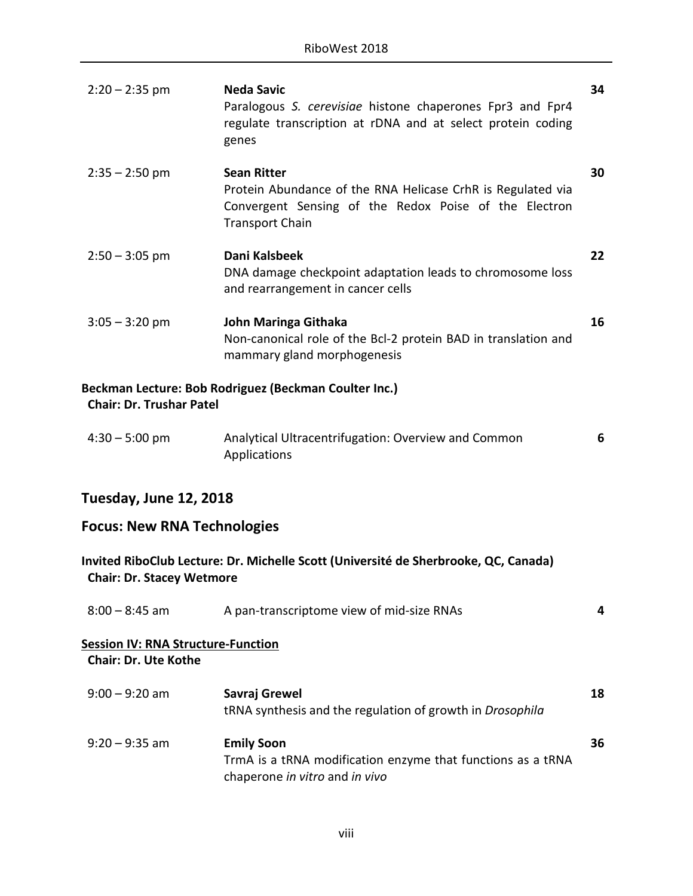| | | |
|---|---|---|
| 2:20 – 2:35 pm | **Neda Savic**<br>Paralogous *S. cerevisiae* histone chaperones Fpr3 and Fpr4 regulate transcription at rDNA and at select protein coding genes | **34** |
| 2:35 – 2:50 pm | **Sean Ritter**<br>Protein Abundance of the RNA Helicase CrhR is Regulated via Convergent Sensing of the Redox Poise of the Electron Transport Chain | **30** |
| 2:50 – 3:05 pm | **Dani Kalsbeek**<br>DNA damage checkpoint adaptation leads to chromosome loss and rearrangement in cancer cells | **22** |
| 3:05 – 3:20 pm | **John Maringa Githaka**<br>Non-canonical role of the Bcl-2 protein BAD in translation and mammary gland morphogenesis | **16** |

**Beckman Lecture: Bob Rodriguez (Beckman Coulter Inc.)**
**Chair: Dr. Trushar Patel**

| | | |
|---|---|---|
| 4:30 – 5:00 pm | Analytical Ultracentrifugation: Overview and Common Applications | **6** |

## Tuesday, June 12, 2018

## Focus: New RNA Technologies

**Invited RiboClub Lecture: Dr. Michelle Scott (Université de Sherbrooke, QC, Canada)**
**Chair: Dr. Stacey Wetmore**

| | | |
|---|---|---|
| 8:00 – 8:45 am | A pan-transcriptome view of mid-size RNAs | **4** |

**Session IV: RNA Structure-Function**
**Chair: Dr. Ute Kothe**

| | | |
|---|---|---|
| 9:00 – 9:20 am | **Savraj Grewel**<br>tRNA synthesis and the regulation of growth in *Drosophila* | **18** |
| 9:20 – 9:35 am | **Emily Soon**<br>TrmA is a tRNA modification enzyme that functions as a tRNA chaperone *in vitro* and *in vivo* | **36** |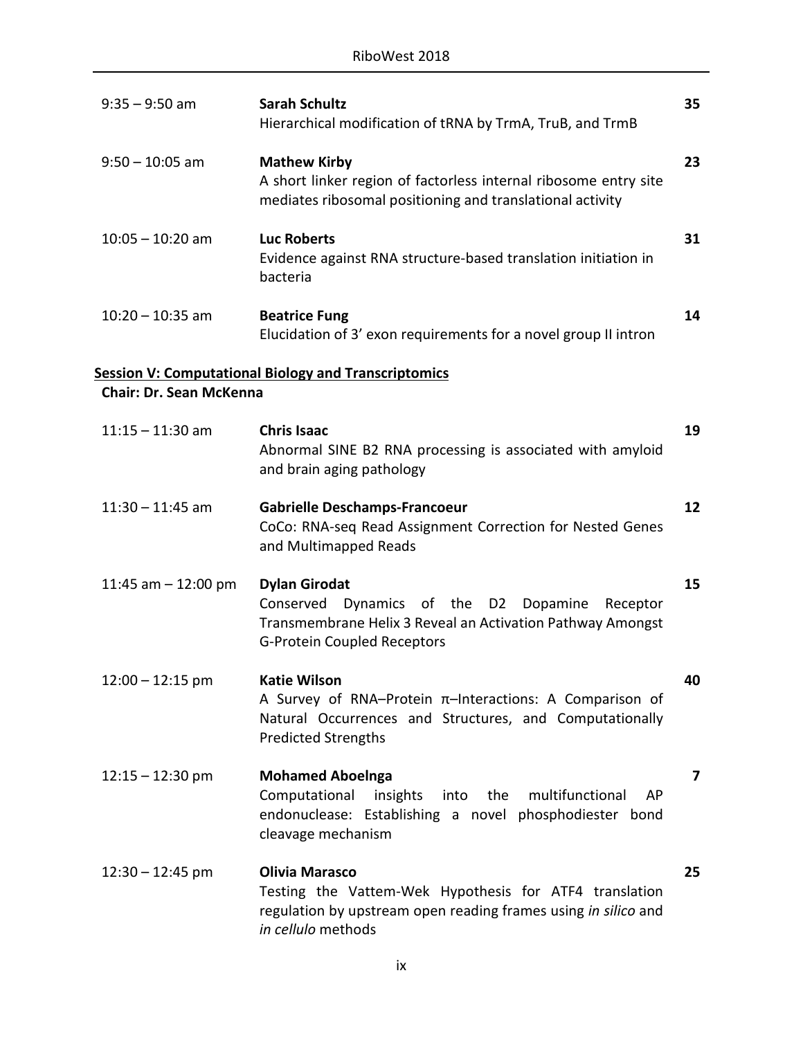| | | |
|---|---|---|
| 9:35 – 9:50 am | **Sarah Schultz**<br>Hierarchical modification of tRNA by TrmA, TruB, and TrmB | **35** |
| 9:50 – 10:05 am | **Mathew Kirby**<br>A short linker region of factorless internal ribosome entry site mediates ribosomal positioning and translational activity | **23** |
| 10:05 – 10:20 am | **Luc Roberts**<br>Evidence against RNA structure-based translation initiation in bacteria | **31** |
| 10:20 – 10:35 am | **Beatrice Fung**<br>Elucidation of 3' exon requirements for a novel group II intron | **14** |

**Session V: Computational Biology and Transcriptomics**

**Chair: Dr. Sean McKenna**

| | | |
|---|---|---|
| 11:15 – 11:30 am | **Chris Isaac**<br>Abnormal SINE B2 RNA processing is associated with amyloid and brain aging pathology | **19** |
| 11:30 – 11:45 am | **Gabrielle Deschamps-Francoeur**<br>CoCo: RNA-seq Read Assignment Correction for Nested Genes and Multimapped Reads | **12** |
| 11:45 am – 12:00 pm | **Dylan Girodat**<br>Conserved Dynamics of the D2 Dopamine Receptor Transmembrane Helix 3 Reveal an Activation Pathway Amongst G-Protein Coupled Receptors | **15** |
| 12:00 – 12:15 pm | **Katie Wilson**<br>A Survey of RNA–Protein π–Interactions: A Comparison of Natural Occurrences and Structures, and Computationally Predicted Strengths | **40** |
| 12:15 – 12:30 pm | **Mohamed Aboelnga**<br>Computational insights into the multifunctional AP endonuclease: Establishing a novel phosphodiester bond cleavage mechanism | **7** |
| 12:30 – 12:45 pm | **Olivia Marasco**<br>Testing the Vattem-Wek Hypothesis for ATF4 translation regulation by upstream open reading frames using *in silico* and *in cellulo* methods | **25** |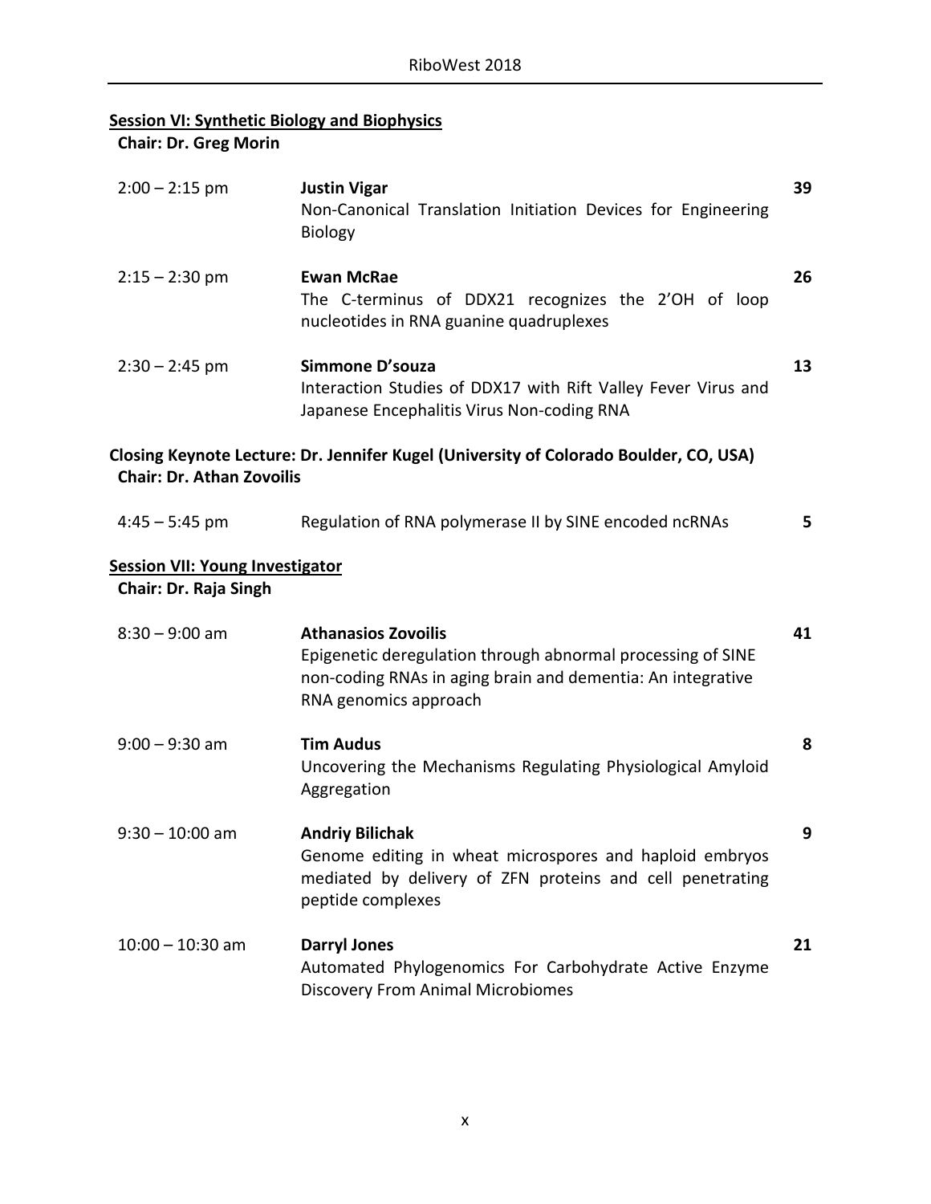**Session VI: Synthetic Biology and Biophysics**

**Chair: Dr. Greg Morin**

| | | |
|---|---|---|
| 2:00 – 2:15 pm | **Justin Vigar**<br>Non-Canonical Translation Initiation Devices for Engineering Biology | **39** |
| 2:15 – 2:30 pm | **Ewan McRae**<br>The C-terminus of DDX21 recognizes the 2'OH of loop nucleotides in RNA guanine quadruplexes | **26** |
| 2:30 – 2:45 pm | **Simmone D'souza**<br>Interaction Studies of DDX17 with Rift Valley Fever Virus and Japanese Encephalitis Virus Non-coding RNA | **13** |

**Closing Keynote Lecture: Dr. Jennifer Kugel (University of Colorado Boulder, CO, USA)**

**Chair: Dr. Athan Zovoilis**

| | | |
|---|---|---|
| 4:45 – 5:45 pm | Regulation of RNA polymerase II by SINE encoded ncRNAs | **5** |

**Session VII: Young Investigator**

**Chair: Dr. Raja Singh**

| | | |
|---|---|---|
| 8:30 – 9:00 am | **Athanasios Zovoilis**<br>Epigenetic deregulation through abnormal processing of SINE non-coding RNAs in aging brain and dementia: An integrative RNA genomics approach | **41** |
| 9:00 – 9:30 am | **Tim Audus**<br>Uncovering the Mechanisms Regulating Physiological Amyloid Aggregation | **8** |
| 9:30 – 10:00 am | **Andriy Bilichak**<br>Genome editing in wheat microspores and haploid embryos mediated by delivery of ZFN proteins and cell penetrating peptide complexes | **9** |
| 10:00 – 10:30 am | **Darryl Jones**<br>Automated Phylogenomics For Carbohydrate Active Enzyme Discovery From Animal Microbiomes | **21** |